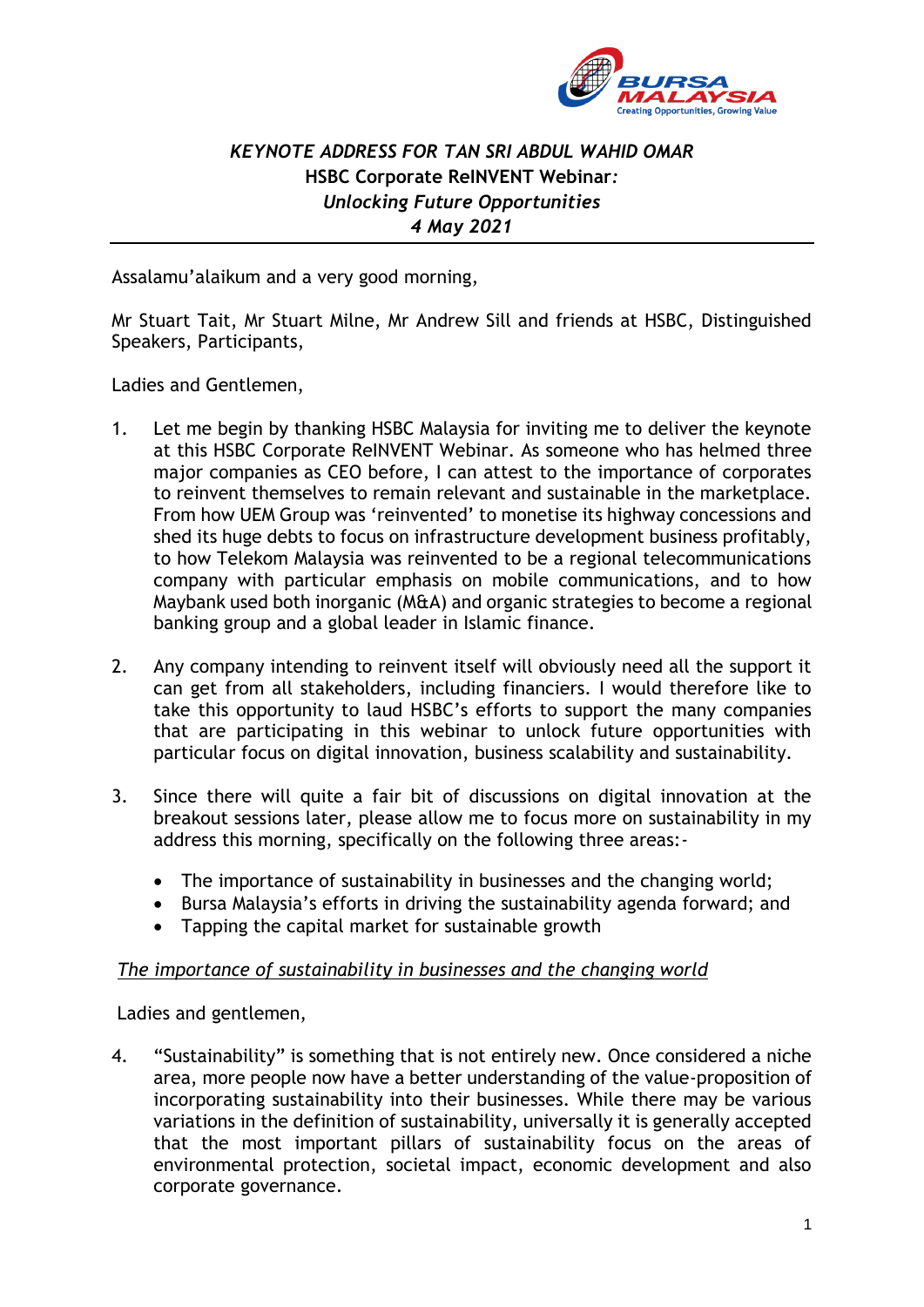***KEYNOTE ADDRESS FOR TAN SRI ABDUL WAHID OMAR***
**HSBC Corporate ReINVENT Webinar*:***
***Unlocking Future Opportunities***
***4 May 2021***

Assalamu'alaikum and a very good morning,

Mr Stuart Tait, Mr Stuart Milne, Mr Andrew Sill and friends at HSBC, Distinguished Speakers, Participants,

Ladies and Gentlemen,

1. Let me begin by thanking HSBC Malaysia for inviting me to deliver the keynote at this HSBC Corporate ReINVENT Webinar. As someone who has helmed three major companies as CEO before, I can attest to the importance of corporates to reinvent themselves to remain relevant and sustainable in the marketplace. From how UEM Group was 'reinvented' to monetise its highway concessions and shed its huge debts to focus on infrastructure development business profitably, to how Telekom Malaysia was reinvented to be a regional telecommunications company with particular emphasis on mobile communications, and to how Maybank used both inorganic (M&A) and organic strategies to become a regional banking group and a global leader in Islamic finance.

2. Any company intending to reinvent itself will obviously need all the support it can get from all stakeholders, including financiers. I would therefore like to take this opportunity to laud HSBC's efforts to support the many companies that are participating in this webinar to unlock future opportunities with particular focus on digital innovation, business scalability and sustainability.

3. Since there will quite a fair bit of discussions on digital innovation at the breakout sessions later, please allow me to focus more on sustainability in my address this morning, specifically on the following three areas:-

   - The importance of sustainability in businesses and the changing world;
   - Bursa Malaysia's efforts in driving the sustainability agenda forward; and
   - Tapping the capital market for sustainable growth

*The importance of sustainability in businesses and the changing world*

Ladies and gentlemen,

4. "Sustainability" is something that is not entirely new. Once considered a niche area, more people now have a better understanding of the value-proposition of incorporating sustainability into their businesses. While there may be various variations in the definition of sustainability, universally it is generally accepted that the most important pillars of sustainability focus on the areas of environmental protection, societal impact, economic development and also corporate governance.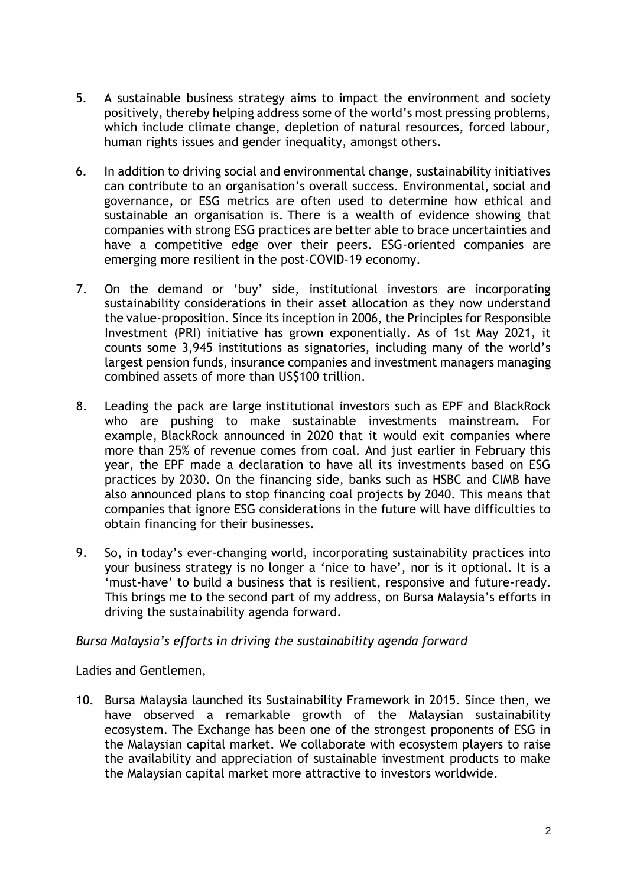5. A sustainable business strategy aims to impact the environment and society positively, thereby helping address some of the world's most pressing problems, which include climate change, depletion of natural resources, forced labour, human rights issues and gender inequality, amongst others.

6. In addition to driving social and environmental change, sustainability initiatives can contribute to an organisation's overall success. Environmental, social and governance, or ESG metrics are often used to determine how ethical and sustainable an organisation is. There is a wealth of evidence showing that companies with strong ESG practices are better able to brace uncertainties and have a competitive edge over their peers. ESG-oriented companies are emerging more resilient in the post-COVID-19 economy.

7. On the demand or 'buy' side, institutional investors are incorporating sustainability considerations in their asset allocation as they now understand the value-proposition. Since its inception in 2006, the Principles for Responsible Investment (PRI) initiative has grown exponentially. As of 1st May 2021, it counts some 3,945 institutions as signatories, including many of the world's largest pension funds, insurance companies and investment managers managing combined assets of more than US$100 trillion.

8. Leading the pack are large institutional investors such as EPF and BlackRock who are pushing to make sustainable investments mainstream. For example, BlackRock announced in 2020 that it would exit companies where more than 25% of revenue comes from coal. And just earlier in February this year, the EPF made a declaration to have all its investments based on ESG practices by 2030. On the financing side, banks such as HSBC and CIMB have also announced plans to stop financing coal projects by 2040. This means that companies that ignore ESG considerations in the future will have difficulties to obtain financing for their businesses.

9. So, in today's ever-changing world, incorporating sustainability practices into your business strategy is no longer a 'nice to have', nor is it optional. It is a 'must-have' to build a business that is resilient, responsive and future-ready. This brings me to the second part of my address, on Bursa Malaysia's efforts in driving the sustainability agenda forward.

*Bursa Malaysia's efforts in driving the sustainability agenda forward*

Ladies and Gentlemen,

10. Bursa Malaysia launched its Sustainability Framework in 2015. Since then, we have observed a remarkable growth of the Malaysian sustainability ecosystem. The Exchange has been one of the strongest proponents of ESG in the Malaysian capital market. We collaborate with ecosystem players to raise the availability and appreciation of sustainable investment products to make the Malaysian capital market more attractive to investors worldwide.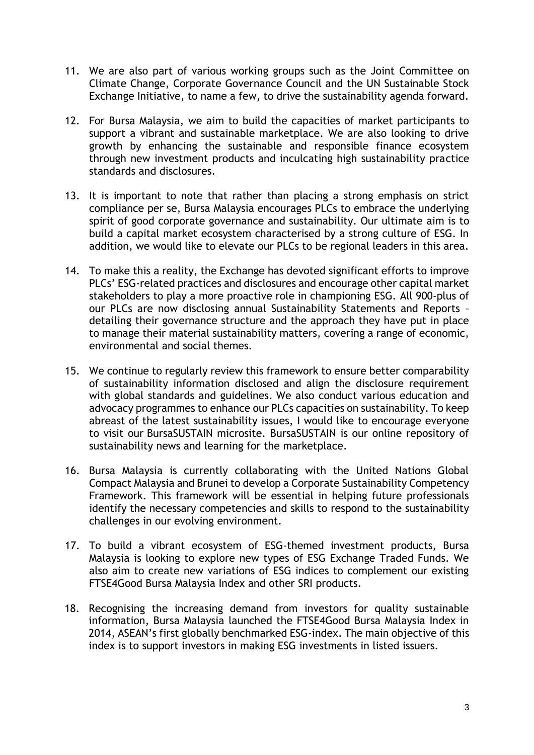11. We are also part of various working groups such as the Joint Committee on Climate Change, Corporate Governance Council and the UN Sustainable Stock Exchange Initiative, to name a few, to drive the sustainability agenda forward.

12. For Bursa Malaysia, we aim to build the capacities of market participants to support a vibrant and sustainable marketplace. We are also looking to drive growth by enhancing the sustainable and responsible finance ecosystem through new investment products and inculcating high sustainability practice standards and disclosures.

13. It is important to note that rather than placing a strong emphasis on strict compliance per se, Bursa Malaysia encourages PLCs to embrace the underlying spirit of good corporate governance and sustainability. Our ultimate aim is to build a capital market ecosystem characterised by a strong culture of ESG. In addition, we would like to elevate our PLCs to be regional leaders in this area.

14. To make this a reality, the Exchange has devoted significant efforts to improve PLCs' ESG-related practices and disclosures and encourage other capital market stakeholders to play a more proactive role in championing ESG. All 900-plus of our PLCs are now disclosing annual Sustainability Statements and Reports – detailing their governance structure and the approach they have put in place to manage their material sustainability matters, covering a range of economic, environmental and social themes.

15. We continue to regularly review this framework to ensure better comparability of sustainability information disclosed and align the disclosure requirement with global standards and guidelines. We also conduct various education and advocacy programmes to enhance our PLCs capacities on sustainability. To keep abreast of the latest sustainability issues, I would like to encourage everyone to visit our BursaSUSTAIN microsite. BursaSUSTAIN is our online repository of sustainability news and learning for the marketplace.

16. Bursa Malaysia is currently collaborating with the United Nations Global Compact Malaysia and Brunei to develop a Corporate Sustainability Competency Framework. This framework will be essential in helping future professionals identify the necessary competencies and skills to respond to the sustainability challenges in our evolving environment.

17. To build a vibrant ecosystem of ESG-themed investment products, Bursa Malaysia is looking to explore new types of ESG Exchange Traded Funds. We also aim to create new variations of ESG indices to complement our existing FTSE4Good Bursa Malaysia Index and other SRI products.

18. Recognising the increasing demand from investors for quality sustainable information, Bursa Malaysia launched the FTSE4Good Bursa Malaysia Index in 2014, ASEAN's first globally benchmarked ESG-index. The main objective of this index is to support investors in making ESG investments in listed issuers.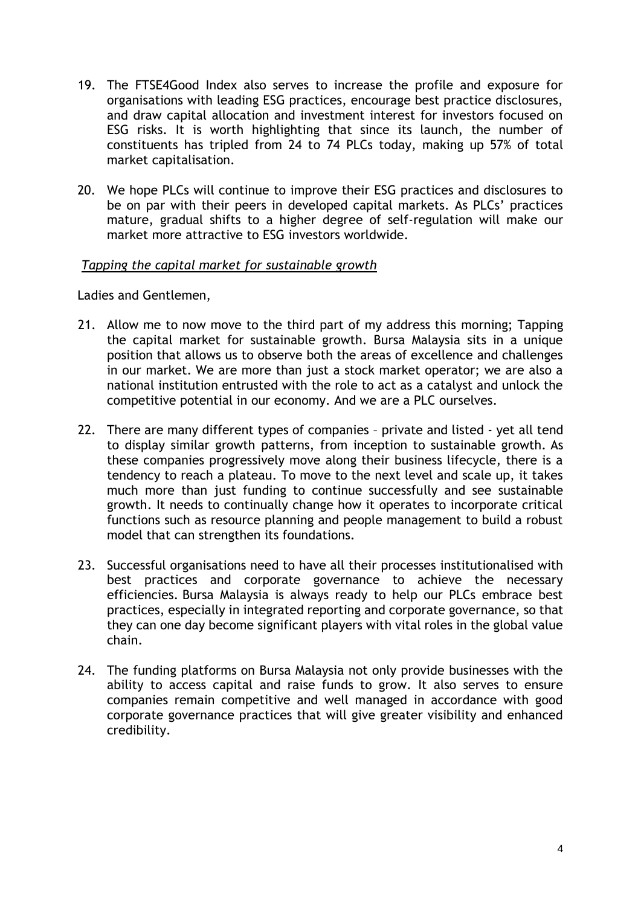19. The FTSE4Good Index also serves to increase the profile and exposure for organisations with leading ESG practices, encourage best practice disclosures, and draw capital allocation and investment interest for investors focused on ESG risks. It is worth highlighting that since its launch, the number of constituents has tripled from 24 to 74 PLCs today, making up 57% of total market capitalisation.

20. We hope PLCs will continue to improve their ESG practices and disclosures to be on par with their peers in developed capital markets. As PLCs' practices mature, gradual shifts to a higher degree of self-regulation will make our market more attractive to ESG investors worldwide.

*Tapping the capital market for sustainable growth*

Ladies and Gentlemen,

21. Allow me to now move to the third part of my address this morning; Tapping the capital market for sustainable growth. Bursa Malaysia sits in a unique position that allows us to observe both the areas of excellence and challenges in our market. We are more than just a stock market operator; we are also a national institution entrusted with the role to act as a catalyst and unlock the competitive potential in our economy. And we are a PLC ourselves.

22. There are many different types of companies – private and listed - yet all tend to display similar growth patterns, from inception to sustainable growth. As these companies progressively move along their business lifecycle, there is a tendency to reach a plateau. To move to the next level and scale up, it takes much more than just funding to continue successfully and see sustainable growth. It needs to continually change how it operates to incorporate critical functions such as resource planning and people management to build a robust model that can strengthen its foundations.

23. Successful organisations need to have all their processes institutionalised with best practices and corporate governance to achieve the necessary efficiencies. Bursa Malaysia is always ready to help our PLCs embrace best practices, especially in integrated reporting and corporate governance, so that they can one day become significant players with vital roles in the global value chain.

24. The funding platforms on Bursa Malaysia not only provide businesses with the ability to access capital and raise funds to grow. It also serves to ensure companies remain competitive and well managed in accordance with good corporate governance practices that will give greater visibility and enhanced credibility.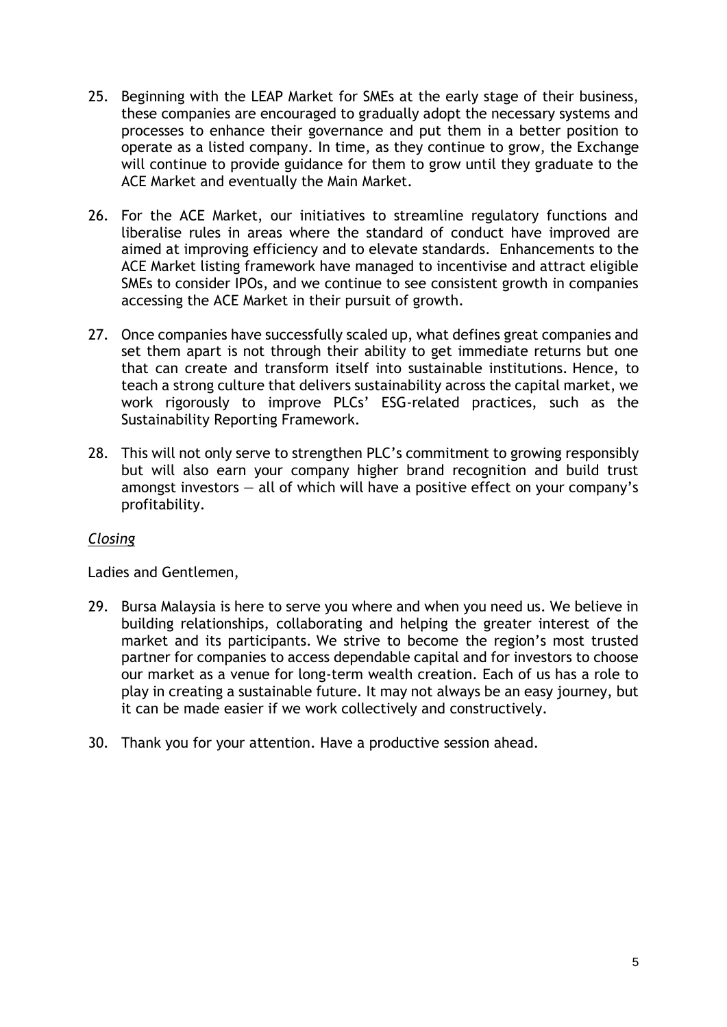25. Beginning with the LEAP Market for SMEs at the early stage of their business, these companies are encouraged to gradually adopt the necessary systems and processes to enhance their governance and put them in a better position to operate as a listed company. In time, as they continue to grow, the Exchange will continue to provide guidance for them to grow until they graduate to the ACE Market and eventually the Main Market.

26. For the ACE Market, our initiatives to streamline regulatory functions and liberalise rules in areas where the standard of conduct have improved are aimed at improving efficiency and to elevate standards. Enhancements to the ACE Market listing framework have managed to incentivise and attract eligible SMEs to consider IPOs, and we continue to see consistent growth in companies accessing the ACE Market in their pursuit of growth.

27. Once companies have successfully scaled up, what defines great companies and set them apart is not through their ability to get immediate returns but one that can create and transform itself into sustainable institutions. Hence, to teach a strong culture that delivers sustainability across the capital market, we work rigorously to improve PLCs' ESG-related practices, such as the Sustainability Reporting Framework.

28. This will not only serve to strengthen PLC's commitment to growing responsibly but will also earn your company higher brand recognition and build trust amongst investors — all of which will have a positive effect on your company's profitability.

*Closing*

Ladies and Gentlemen,

29. Bursa Malaysia is here to serve you where and when you need us. We believe in building relationships, collaborating and helping the greater interest of the market and its participants. We strive to become the region's most trusted partner for companies to access dependable capital and for investors to choose our market as a venue for long-term wealth creation. Each of us has a role to play in creating a sustainable future. It may not always be an easy journey, but it can be made easier if we work collectively and constructively.

30. Thank you for your attention. Have a productive session ahead.